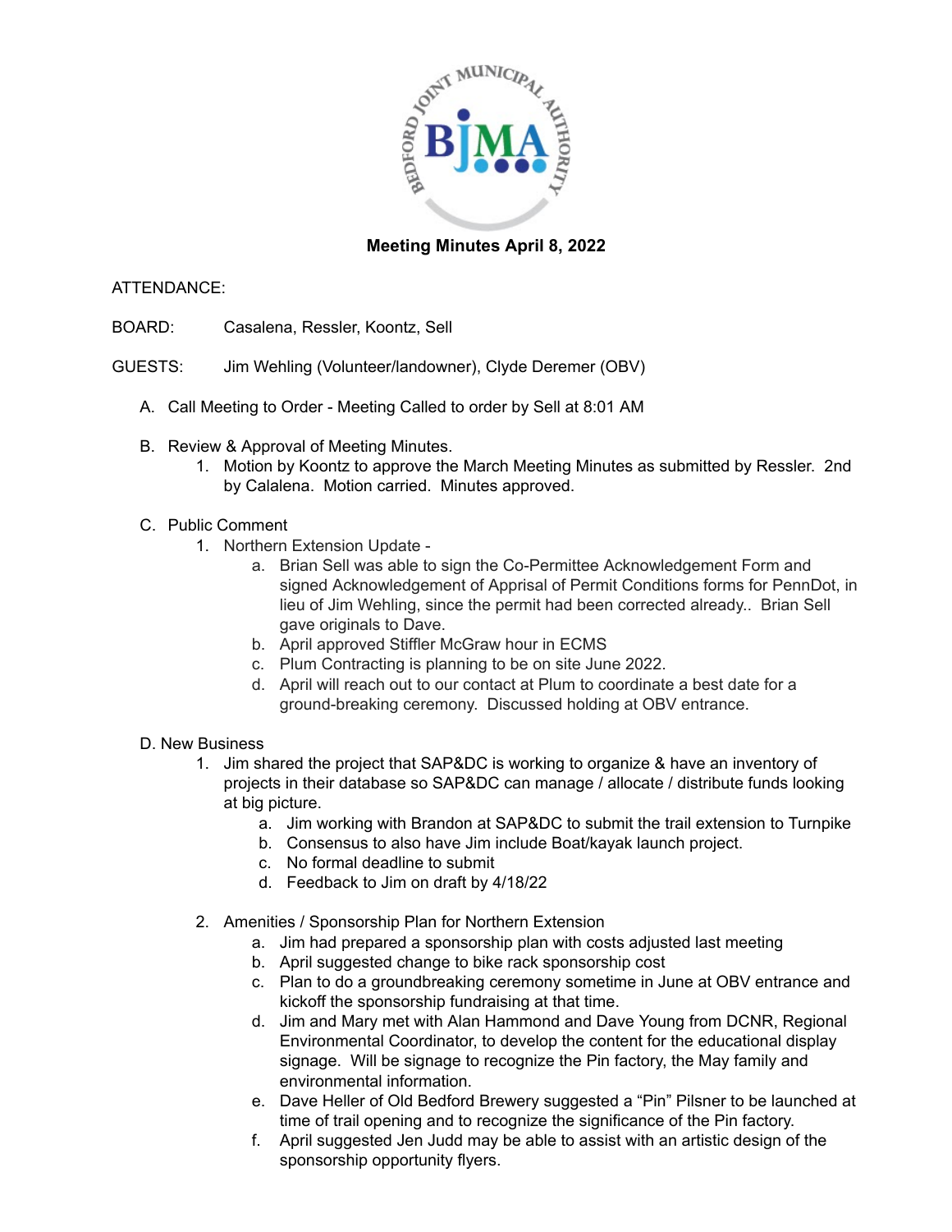**Meeting Minutes April 8, 2022**

ATTENDANCE:

BOARD: Casalena, Ressler, Koontz, Sell

GUESTS: Jim Wehling (Volunteer/landowner), Clyde Deremer (OBV)

A. Call Meeting to Order - Meeting Called to order by Sell at 8:01 AM

B. Review & Approval of Meeting Minutes.
   1. Motion by Koontz to approve the March Meeting Minutes as submitted by Ressler. 2nd by Calalena. Motion carried. Minutes approved.

C. Public Comment
   1. Northern Extension Update -
      a. Brian Sell was able to sign the Co-Permittee Acknowledgement Form and signed Acknowledgement of Apprisal of Permit Conditions forms for PennDot, in lieu of Jim Wehling, since the permit had been corrected already.. Brian Sell gave originals to Dave.
      b. April approved Stiffler McGraw hour in ECMS
      c. Plum Contracting is planning to be on site June 2022.
      d. April will reach out to our contact at Plum to coordinate a best date for a ground-breaking ceremony. Discussed holding at OBV entrance.

D. New Business
   1. Jim shared the project that SAP&DC is working to organize & have an inventory of projects in their database so SAP&DC can manage / allocate / distribute funds looking at big picture.
      a. Jim working with Brandon at SAP&DC to submit the trail extension to Turnpike
      b. Consensus to also have Jim include Boat/kayak launch project.
      c. No formal deadline to submit
      d. Feedback to Jim on draft by 4/18/22

   2. Amenities / Sponsorship Plan for Northern Extension
      a. Jim had prepared a sponsorship plan with costs adjusted last meeting
      b. April suggested change to bike rack sponsorship cost
      c. Plan to do a groundbreaking ceremony sometime in June at OBV entrance and kickoff the sponsorship fundraising at that time.
      d. Jim and Mary met with Alan Hammond and Dave Young from DCNR, Regional Environmental Coordinator, to develop the content for the educational display signage. Will be signage to recognize the Pin factory, the May family and environmental information.
      e. Dave Heller of Old Bedford Brewery suggested a "Pin" Pilsner to be launched at time of trail opening and to recognize the significance of the Pin factory.
      f. April suggested Jen Judd may be able to assist with an artistic design of the sponsorship opportunity flyers.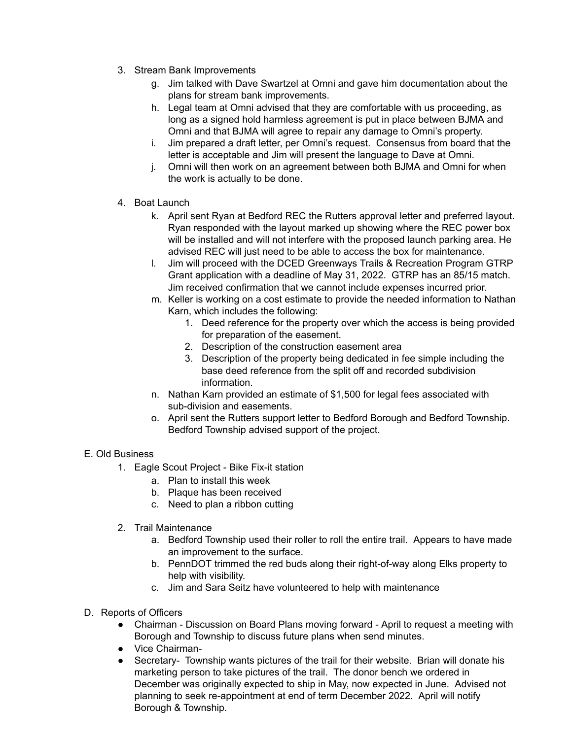3. Stream Bank Improvements
    g. Jim talked with Dave Swartzel at Omni and gave him documentation about the plans for stream bank improvements.
    h. Legal team at Omni advised that they are comfortable with us proceeding, as long as a signed hold harmless agreement is put in place between BJMA and Omni and that BJMA will agree to repair any damage to Omni's property.
    i. Jim prepared a draft letter, per Omni's request. Consensus from board that the letter is acceptable and Jim will present the language to Dave at Omni.
    j. Omni will then work on an agreement between both BJMA and Omni for when the work is actually to be done.

4. Boat Launch
    k. April sent Ryan at Bedford REC the Rutters approval letter and preferred layout. Ryan responded with the layout marked up showing where the REC power box will be installed and will not interfere with the proposed launch parking area. He advised REC will just need to be able to access the box for maintenance.
    l. Jim will proceed with the DCED Greenways Trails & Recreation Program GTRP Grant application with a deadline of May 31, 2022. GTRP has an 85/15 match. Jim received confirmation that we cannot include expenses incurred prior.
    m. Keller is working on a cost estimate to provide the needed information to Nathan Karn, which includes the following:
        1. Deed reference for the property over which the access is being provided for preparation of the easement.
        2. Description of the construction easement area
        3. Description of the property being dedicated in fee simple including the base deed reference from the split off and recorded subdivision information.
    n. Nathan Karn provided an estimate of $1,500 for legal fees associated with sub-division and easements.
    o. April sent the Rutters support letter to Bedford Borough and Bedford Township. Bedford Township advised support of the project.

E. Old Business

1. Eagle Scout Project - Bike Fix-it station
    a. Plan to install this week
    b. Plaque has been received
    c. Need to plan a ribbon cutting

2. Trail Maintenance
    a. Bedford Township used their roller to roll the entire trail. Appears to have made an improvement to the surface.
    b. PennDOT trimmed the red buds along their right-of-way along Elks property to help with visibility.
    c. Jim and Sara Seitz have volunteered to help with maintenance

D. Reports of Officers

- Chairman - Discussion on Board Plans moving forward - April to request a meeting with Borough and Township to discuss future plans when send minutes.
- Vice Chairman-
- Secretary- Township wants pictures of the trail for their website. Brian will donate his marketing person to take pictures of the trail. The donor bench we ordered in December was originally expected to ship in May, now expected in June. Advised not planning to seek re-appointment at end of term December 2022. April will notify Borough & Township.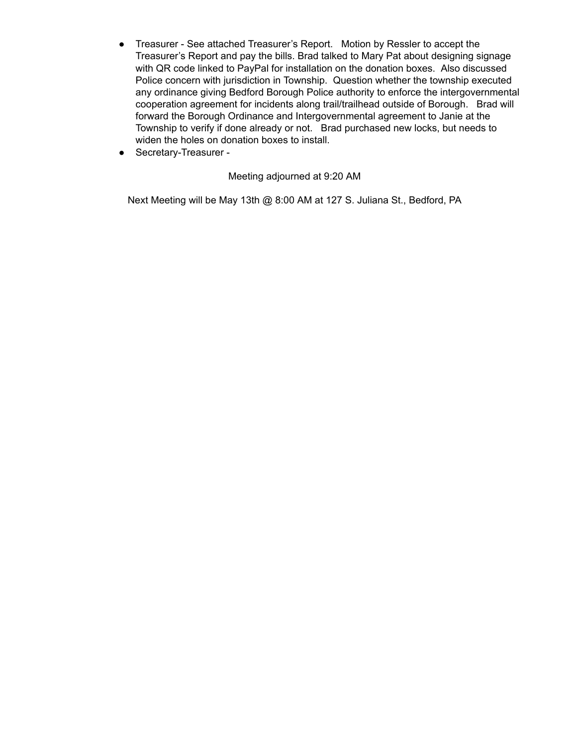- Treasurer - See attached Treasurer's Report. Motion by Ressler to accept the Treasurer's Report and pay the bills. Brad talked to Mary Pat about designing signage with QR code linked to PayPal for installation on the donation boxes. Also discussed Police concern with jurisdiction in Township. Question whether the township executed any ordinance giving Bedford Borough Police authority to enforce the intergovernmental cooperation agreement for incidents along trail/trailhead outside of Borough. Brad will forward the Borough Ordinance and Intergovernmental agreement to Janie at the Township to verify if done already or not. Brad purchased new locks, but needs to widen the holes on donation boxes to install.
- Secretary-Treasurer -

Meeting adjourned at 9:20 AM

Next Meeting will be May 13th @ 8:00 AM at 127 S. Juliana St., Bedford, PA